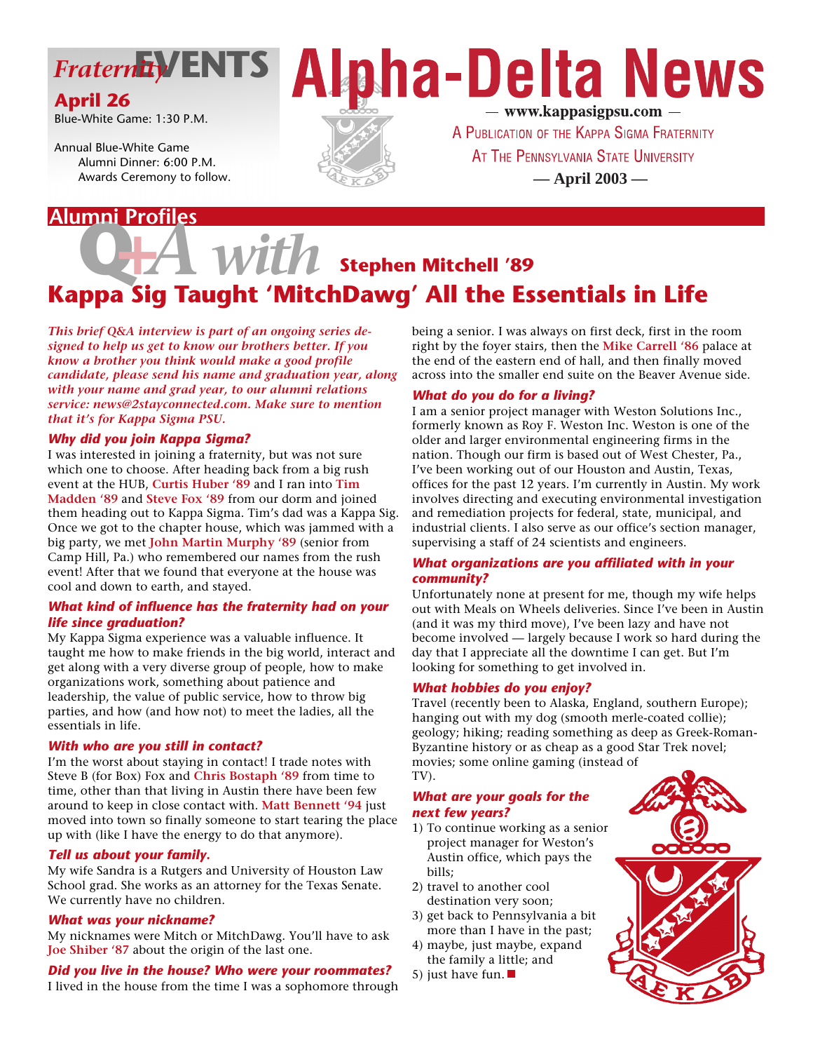# Alpha-Delta News

— www.kappasigpsu.com —

A Publication of the Kappa Sigma Fraternity At The Pennsylvania State University

— April 2003 —

## Fraternity EVENTS

**April 26**

Blue-White Game: 1:30 P.M.

Annual Blue-White Game
Alumni Dinner: 6:00 P.M.
Awards Ceremony to follow.

## Alumni Profiles

### Q+A with Stephen Mitchell '89

## Kappa Sig Taught 'MitchDawg' All the Essentials in Life

*This brief Q&A interview is part of an ongoing series designed to help us get to know our brothers better. If you know a brother you think would make a good profile candidate, please send his name and graduation year, along with your name and grad year, to our alumni relations service: news@2stayconnected.com. Make sure to mention that it's for Kappa Sigma PSU.*

**Why did you join Kappa Sigma?**

I was interested in joining a fraternity, but was not sure which one to choose. After heading back from a big rush event at the HUB, Curtis Huber '89 and I ran into Tim Madden '89 and Steve Fox '89 from our dorm and joined them heading out to Kappa Sigma. Tim's dad was a Kappa Sig. Once we got to the chapter house, which was jammed with a big party, we met John Martin Murphy '89 (senior from Camp Hill, Pa.) who remembered our names from the rush event! After that we found that everyone at the house was cool and down to earth, and stayed.

**What kind of influence has the fraternity had on your life since graduation?**

My Kappa Sigma experience was a valuable influence. It taught me how to make friends in the big world, interact and get along with a very diverse group of people, how to make organizations work, something about patience and leadership, the value of public service, how to throw big parties, and how (and how not) to meet the ladies, all the essentials in life.

**With who are you still in contact?**

I'm the worst about staying in contact! I trade notes with Steve B (for Box) Fox and Chris Bostaph '89 from time to time, other than that living in Austin there have been few around to keep in close contact with. Matt Bennett '94 just moved into town so finally someone to start tearing the place up with (like I have the energy to do that anymore).

**Tell us about your family.**

My wife Sandra is a Rutgers and University of Houston Law School grad. She works as an attorney for the Texas Senate. We currently have no children.

**What was your nickname?**

My nicknames were Mitch or MitchDawg. You'll have to ask Joe Shiber '87 about the origin of the last one.

**Did you live in the house? Who were your roommates?**

I lived in the house from the time I was a sophomore through being a senior. I was always on first deck, first in the room right by the foyer stairs, then the Mike Carrell '86 palace at the end of the eastern end of hall, and then finally moved across into the smaller end suite on the Beaver Avenue side.

**What do you do for a living?**

I am a senior project manager with Weston Solutions Inc., formerly known as Roy F. Weston Inc. Weston is one of the older and larger environmental engineering firms in the nation. Though our firm is based out of West Chester, Pa., I've been working out of our Houston and Austin, Texas, offices for the past 12 years. I'm currently in Austin. My work involves directing and executing environmental investigation and remediation projects for federal, state, municipal, and industrial clients. I also serve as our office's section manager, supervising a staff of 24 scientists and engineers.

**What organizations are you affiliated with in your community?**

Unfortunately none at present for me, though my wife helps out with Meals on Wheels deliveries. Since I've been in Austin (and it was my third move), I've been lazy and have not become involved — largely because I work so hard during the day that I appreciate all the downtime I can get. But I'm looking for something to get involved in.

**What hobbies do you enjoy?**

Travel (recently been to Alaska, England, southern Europe); hanging out with my dog (smooth merle-coated collie); geology; hiking; reading something as deep as Greek-Roman-Byzantine history or as cheap as a good Star Trek novel; movies; some online gaming (instead of TV).

**What are your goals for the next few years?**

1) To continue working as a senior project manager for Weston's Austin office, which pays the bills;
2) travel to another cool destination very soon;
3) get back to Pennsylvania a bit more than I have in the past;
4) maybe, just maybe, expand the family a little; and
5) just have fun. ■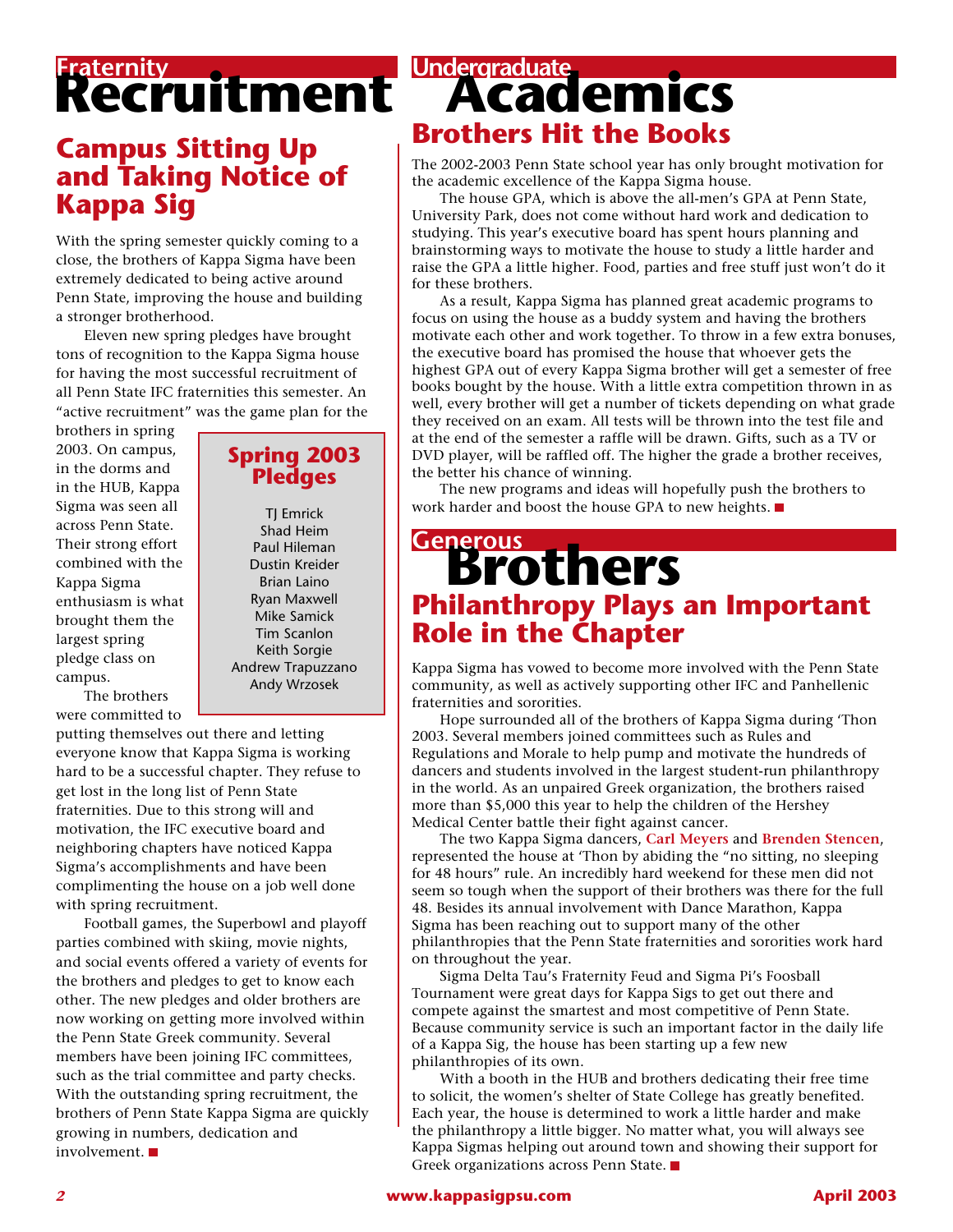# Fraternity Recruitment

## Campus Sitting Up and Taking Notice of Kappa Sig

With the spring semester quickly coming to a close, the brothers of Kappa Sigma have been extremely dedicated to being active around Penn State, improving the house and building a stronger brotherhood.

Eleven new spring pledges have brought tons of recognition to the Kappa Sigma house for having the most successful recruitment of all Penn State IFC fraternities this semester. An "active recruitment" was the game plan for the brothers in spring 2003. On campus, in the dorms and in the HUB, Kappa Sigma was seen all across Penn State. Their strong effort combined with the Kappa Sigma enthusiasm is what brought them the largest spring pledge class on campus.

The brothers were committed to putting themselves out there and letting everyone know that Kappa Sigma is working hard to be a successful chapter. They refuse to get lost in the long list of Penn State fraternities. Due to this strong will and motivation, the IFC executive board and neighboring chapters have noticed Kappa Sigma's accomplishments and have been complimenting the house on a job well done with spring recruitment.

Football games, the Superbowl and playoff parties combined with skiing, movie nights, and social events offered a variety of events for the brothers and pledges to get to know each other. The new pledges and older brothers are now working on getting more involved within the Penn State Greek community. Several members have been joining IFC committees, such as the trial committee and party checks. With the outstanding spring recruitment, the brothers of Penn State Kappa Sigma are quickly growing in numbers, dedication and involvement. ■

### Spring 2003 Pledges

TJ Emrick
Shad Heim
Paul Hileman
Dustin Kreider
Brian Laino
Ryan Maxwell
Mike Samick
Tim Scanlon
Keith Sorgie
Andrew Trapuzzano
Andy Wrzosek

# Undergraduate Academics

## Brothers Hit the Books

The 2002-2003 Penn State school year has only brought motivation for the academic excellence of the Kappa Sigma house.

The house GPA, which is above the all-men's GPA at Penn State, University Park, does not come without hard work and dedication to studying. This year's executive board has spent hours planning and brainstorming ways to motivate the house to study a little harder and raise the GPA a little higher. Food, parties and free stuff just won't do it for these brothers.

As a result, Kappa Sigma has planned great academic programs to focus on using the house as a buddy system and having the brothers motivate each other and work together. To throw in a few extra bonuses, the executive board has promised the house that whoever gets the highest GPA out of every Kappa Sigma brother will get a semester of free books bought by the house. With a little extra competition thrown in as well, every brother will get a number of tickets depending on what grade they received on an exam. All tests will be thrown into the test file and at the end of the semester a raffle will be drawn. Gifts, such as a TV or DVD player, will be raffled off. The higher the grade a brother receives, the better his chance of winning.

The new programs and ideas will hopefully push the brothers to work harder and boost the house GPA to new heights. ■

# Generous Brothers

## Philanthropy Plays an Important Role in the Chapter

Kappa Sigma has vowed to become more involved with the Penn State community, as well as actively supporting other IFC and Panhellenic fraternities and sororities.

Hope surrounded all of the brothers of Kappa Sigma during 'Thon 2003. Several members joined committees such as Rules and Regulations and Morale to help pump and motivate the hundreds of dancers and students involved in the largest student-run philanthropy in the world. As an unpaired Greek organization, the brothers raised more than $5,000 this year to help the children of the Hershey Medical Center battle their fight against cancer.

The two Kappa Sigma dancers, **Carl Meyers** and **Brenden Stencen**, represented the house at 'Thon by abiding the "no sitting, no sleeping for 48 hours" rule. An incredibly hard weekend for these men did not seem so tough when the support of their brothers was there for the full 48. Besides its annual involvement with Dance Marathon, Kappa Sigma has been reaching out to support many of the other philanthropies that the Penn State fraternities and sororities work hard on throughout the year.

Sigma Delta Tau's Fraternity Feud and Sigma Pi's Foosball Tournament were great days for Kappa Sigs to get out there and compete against the smartest and most competitive of Penn State. Because community service is such an important factor in the daily life of a Kappa Sig, the house has been starting up a few new philanthropies of its own.

With a booth in the HUB and brothers dedicating their free time to solicit, the women's shelter of State College has greatly benefited. Each year, the house is determined to work a little harder and make the philanthropy a little bigger. No matter what, you will always see Kappa Sigmas helping out around town and showing their support for Greek organizations across Penn State. ■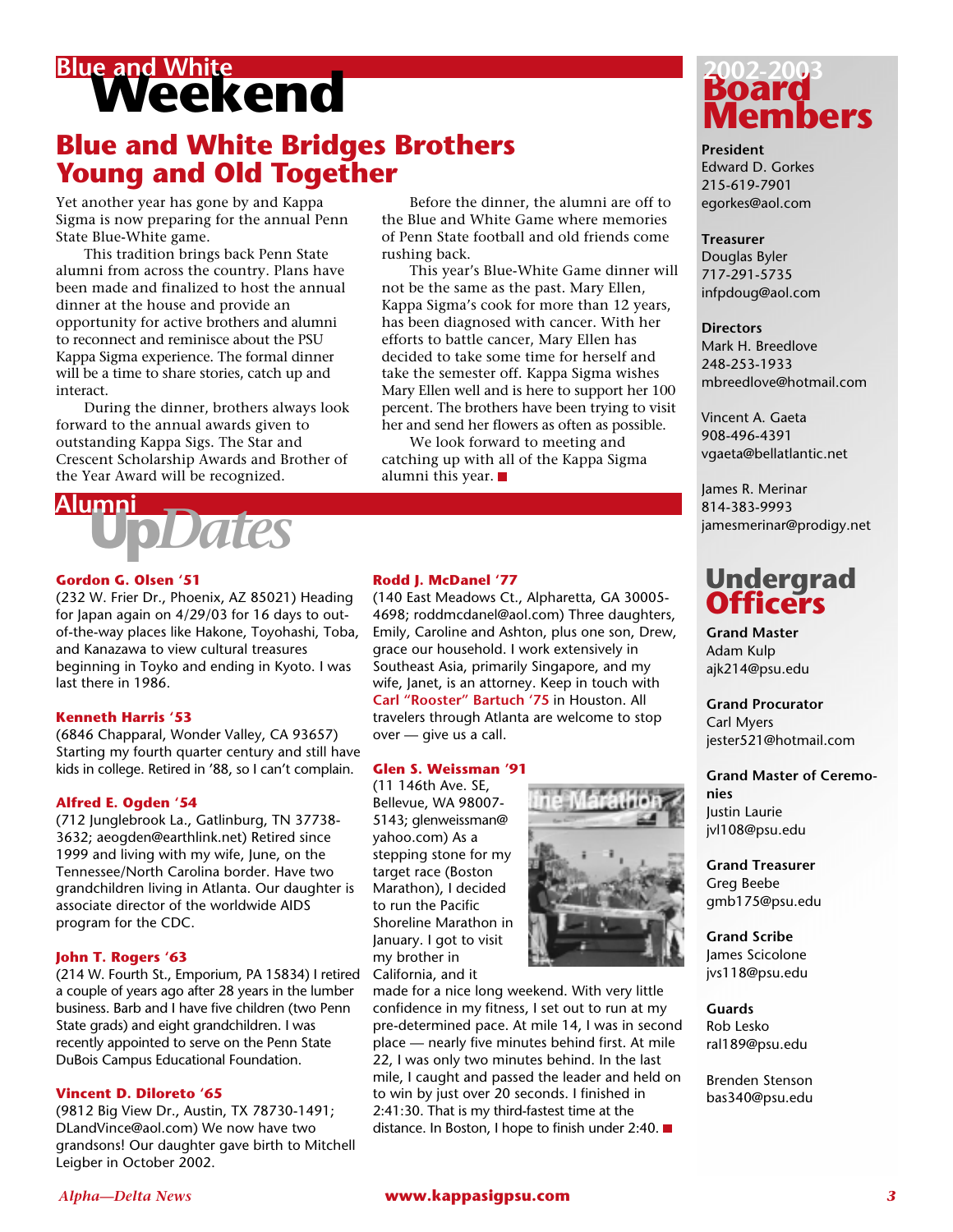# Blue and White Weekend

## Blue and White Bridges Brothers Young and Old Together

Yet another year has gone by and Kappa Sigma is now preparing for the annual Penn State Blue-White game.

This tradition brings back Penn State alumni from across the country. Plans have been made and finalized to host the annual dinner at the house and provide an opportunity for active brothers and alumni to reconnect and reminisce about the PSU Kappa Sigma experience. The formal dinner will be a time to share stories, catch up and interact.

During the dinner, brothers always look forward to the annual awards given to outstanding Kappa Sigs. The Star and Crescent Scholarship Awards and Brother of the Year Award will be recognized.

Before the dinner, the alumni are off to the Blue and White Game where memories of Penn State football and old friends come rushing back.

This year's Blue-White Game dinner will not be the same as the past. Mary Ellen, Kappa Sigma's cook for more than 12 years, has been diagnosed with cancer. With her efforts to battle cancer, Mary Ellen has decided to take some time for herself and take the semester off. Kappa Sigma wishes Mary Ellen well and is here to support her 100 percent. The brothers have been trying to visit her and send her flowers as often as possible.

We look forward to meeting and catching up with all of the Kappa Sigma alumni this year. ■

# Alumni UpDates

**Gordon G. Olsen '51**
(232 W. Frier Dr., Phoenix, AZ 85021) Heading for Japan again on 4/29/03 for 16 days to out-of-the-way places like Hakone, Toyohashi, Toba, and Kanazawa to view cultural treasures beginning in Toyko and ending in Kyoto. I was last there in 1986.

**Kenneth Harris '53**
(6846 Chapparal, Wonder Valley, CA 93657) Starting my fourth quarter century and still have kids in college. Retired in '88, so I can't complain.

**Alfred E. Ogden '54**
(712 Junglebrook La., Gatlinburg, TN 37738-3632; aeogden@earthlink.net) Retired since 1999 and living with my wife, June, on the Tennessee/North Carolina border. Have two grandchildren living in Atlanta. Our daughter is associate director of the worldwide AIDS program for the CDC.

**John T. Rogers '63**
(214 W. Fourth St., Emporium, PA 15834) I retired a couple of years ago after 28 years in the lumber business. Barb and I have five children (two Penn State grads) and eight grandchildren. I was recently appointed to serve on the Penn State DuBois Campus Educational Foundation.

**Vincent D. Diloreto '65**
(9812 Big View Dr., Austin, TX 78730-1491; DLandVince@aol.com) We now have two grandsons! Our daughter gave birth to Mitchell Leigber in October 2002.

**Rodd J. McDanel '77**
(140 East Meadows Ct., Alpharetta, GA 30005-4698; roddmcdanel@aol.com) Three daughters, Emily, Caroline and Ashton, plus one son, Drew, grace our household. I work extensively in Southeast Asia, primarily Singapore, and my wife, Janet, is an attorney. Keep in touch with **Carl "Rooster" Bartuch '75** in Houston. All travelers through Atlanta are welcome to stop over — give us a call.

**Glen S. Weissman '91**
(11 146th Ave. SE, Bellevue, WA 98007-5143; glenweissman@yahoo.com) As a stepping stone for my target race (Boston Marathon), I decided to run the Pacific Shoreline Marathon in January. I got to visit my brother in California, and it made for a nice long weekend. With very little confidence in my fitness, I set out to run at my pre-determined pace. At mile 14, I was in second place — nearly five minutes behind first. At mile 22, I was only two minutes behind. In the last mile, I caught and passed the leader and held on to win by just over 20 seconds. I finished in 2:41:30. That is my third-fastest time at the distance. In Boston, I hope to finish under 2:40. ■

# 2002-2003 Board Members

**President**
Edward D. Gorkes
215-619-7901
egorkes@aol.com

**Treasurer**
Douglas Byler
717-291-5735
infpdoug@aol.com

**Directors**
Mark H. Breedlove
248-253-1933
mbreedlove@hotmail.com

Vincent A. Gaeta
908-496-4391
vgaeta@bellatlantic.net

James R. Merinar
814-383-9993
jamesmerinar@prodigy.net

# Undergrad Officers

**Grand Master**
Adam Kulp
ajk214@psu.edu

**Grand Procurator**
Carl Myers
jester521@hotmail.com

**Grand Master of Ceremonies**
Justin Laurie
jvl108@psu.edu

**Grand Treasurer**
Greg Beebe
gmb175@psu.edu

**Grand Scribe**
James Scicolone
jvs118@psu.edu

**Guards**
Rob Lesko
ral189@psu.edu

Brenden Stenson
bas340@psu.edu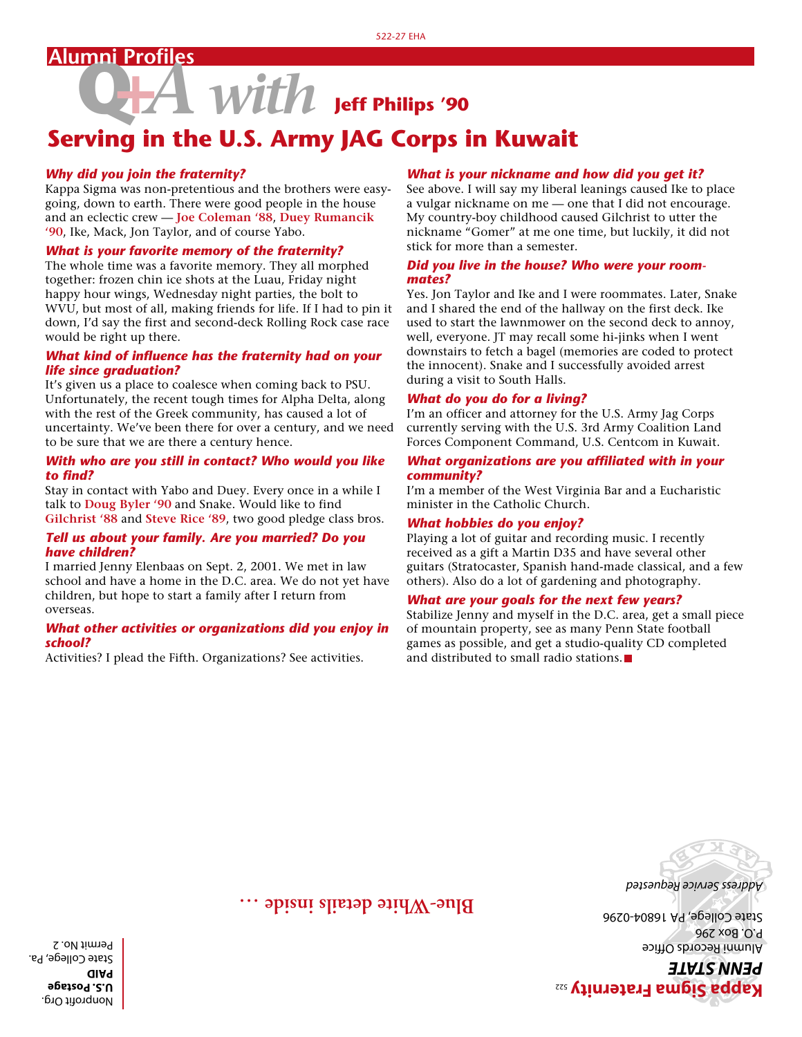522-27 EHA

## Alumni Profiles

# Q+A with Jeff Philips '90

# Serving in the U.S. Army JAG Corps in Kuwait

***Why did you join the fraternity?***

Kappa Sigma was non-pretentious and the brothers were easy-going, down to earth. There were good people in the house and an eclectic crew — **Joe Coleman '88**, **Duey Rumancik '90**, Ike, Mack, Jon Taylor, and of course Yabo.

***What is your favorite memory of the fraternity?***

The whole time was a favorite memory. They all morphed together: frozen chin ice shots at the Luau, Friday night happy hour wings, Wednesday night parties, the bolt to WVU, but most of all, making friends for life. If I had to pin it down, I'd say the first and second-deck Rolling Rock case race would be right up there.

***What kind of influence has the fraternity had on your life since graduation?***

It's given us a place to coalesce when coming back to PSU. Unfortunately, the recent tough times for Alpha Delta, along with the rest of the Greek community, has caused a lot of uncertainty. We've been there for over a century, and we need to be sure that we are there a century hence.

***With who are you still in contact? Who would you like to find?***

Stay in contact with Yabo and Duey. Every once in a while I talk to **Doug Byler '90** and Snake. Would like to find **Gilchrist '88** and **Steve Rice '89**, two good pledge class bros.

***Tell us about your family. Are you married? Do you have children?***

I married Jenny Elenbaas on Sept. 2, 2001. We met in law school and have a home in the D.C. area. We do not yet have children, but hope to start a family after I return from overseas.

***What other activities or organizations did you enjoy in school?***

Activities? I plead the Fifth. Organizations? See activities.

***What is your nickname and how did you get it?***

See above. I will say my liberal leanings caused Ike to place a vulgar nickname on me — one that I did not encourage. My country-boy childhood caused Gilchrist to utter the nickname "Gomer" at me one time, but luckily, it did not stick for more than a semester.

***Did you live in the house? Who were your roommates?***

Yes. Jon Taylor and Ike and I were roommates. Later, Snake and I shared the end of the hallway on the first deck. Ike used to start the lawnmower on the second deck to annoy, well, everyone. JT may recall some hi-jinks when I went downstairs to fetch a bagel (memories are coded to protect the innocent). Snake and I successfully avoided arrest during a visit to South Halls.

***What do you do for a living?***

I'm an officer and attorney for the U.S. Army Jag Corps currently serving with the U.S. 3rd Army Coalition Land Forces Component Command, U.S. Centcom in Kuwait.

***What organizations are you affiliated with in your community?***

I'm a member of the West Virginia Bar and a Eucharistic minister in the Catholic Church.

***What hobbies do you enjoy?***

Playing a lot of guitar and recording music. I recently received as a gift a Martin D35 and have several other guitars (Stratocaster, Spanish hand-made classical, and a few others). Also do a lot of gardening and photography.

***What are your goals for the next few years?***

Stabilize Jenny and myself in the D.C. area, get a small piece of mountain property, see as many Penn State football games as possible, and get a studio-quality CD completed and distributed to small radio stations.

---

**Kappa Sigma Fraternity** 522
***PENN STATE***
Alumni Records Office
P.O. Box 296
State College, PA 16804-0296

*Address Service Requested*

**Blue-White details inside ...**

Nonprofit Org.
**U.S. Postage**
**PAID**
State College, Pa.
Permit No. 2